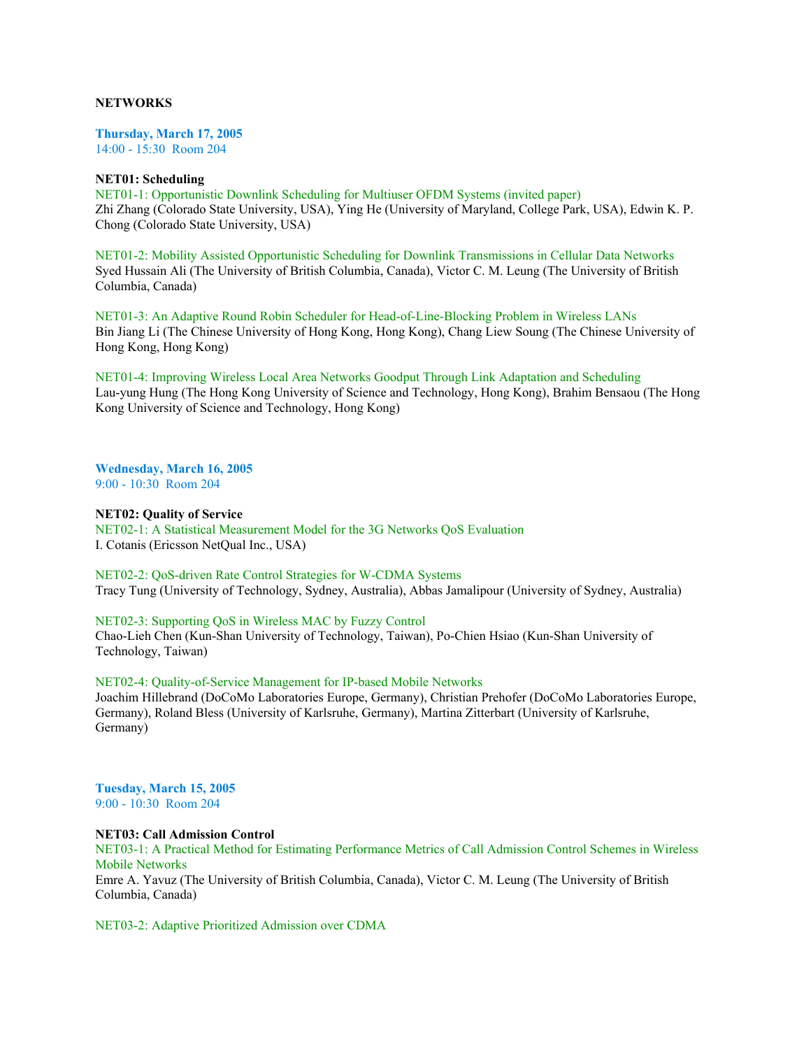**NETWORKS**

**Thursday, March 17, 2005**
14:00 - 15:30 Room 204

**NET01: Scheduling**

NET01-1: Opportunistic Downlink Scheduling for Multiuser OFDM Systems (invited paper)
Zhi Zhang (Colorado State University, USA), Ying He (University of Maryland, College Park, USA), Edwin K. P. Chong (Colorado State University, USA)

NET01-2: Mobility Assisted Opportunistic Scheduling for Downlink Transmissions in Cellular Data Networks
Syed Hussain Ali (The University of British Columbia, Canada), Victor C. M. Leung (The University of British Columbia, Canada)

NET01-3: An Adaptive Round Robin Scheduler for Head-of-Line-Blocking Problem in Wireless LANs
Bin Jiang Li (The Chinese University of Hong Kong, Hong Kong), Chang Liew Soung (The Chinese University of Hong Kong, Hong Kong)

NET01-4: Improving Wireless Local Area Networks Goodput Through Link Adaptation and Scheduling
Lau-yung Hung (The Hong Kong University of Science and Technology, Hong Kong), Brahim Bensaou (The Hong Kong University of Science and Technology, Hong Kong)

**Wednesday, March 16, 2005**
9:00 - 10:30 Room 204

**NET02: Quality of Service**

NET02-1: A Statistical Measurement Model for the 3G Networks QoS Evaluation
I. Cotanis (Ericsson NetQual Inc., USA)

NET02-2: QoS-driven Rate Control Strategies for W-CDMA Systems
Tracy Tung (University of Technology, Sydney, Australia), Abbas Jamalipour (University of Sydney, Australia)

NET02-3: Supporting QoS in Wireless MAC by Fuzzy Control
Chao-Lieh Chen (Kun-Shan University of Technology, Taiwan), Po-Chien Hsiao (Kun-Shan University of Technology, Taiwan)

NET02-4: Quality-of-Service Management for IP-based Mobile Networks
Joachim Hillebrand (DoCoMo Laboratories Europe, Germany), Christian Prehofer (DoCoMo Laboratories Europe, Germany), Roland Bless (University of Karlsruhe, Germany), Martina Zitterbart (University of Karlsruhe, Germany)

**Tuesday, March 15, 2005**
9:00 - 10:30 Room 204

**NET03: Call Admission Control**

NET03-1: A Practical Method for Estimating Performance Metrics of Call Admission Control Schemes in Wireless Mobile Networks
Emre A. Yavuz (The University of British Columbia, Canada), Victor C. M. Leung (The University of British Columbia, Canada)

NET03-2: Adaptive Prioritized Admission over CDMA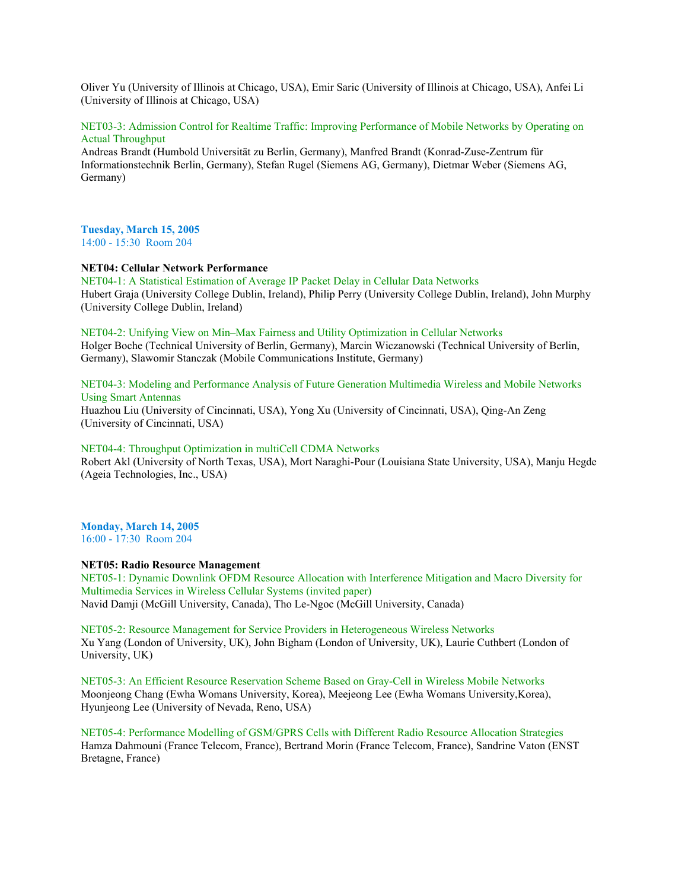Oliver Yu (University of Illinois at Chicago, USA), Emir Saric (University of Illinois at Chicago, USA), Anfei Li (University of Illinois at Chicago, USA)

NET03-3: Admission Control for Realtime Traffic: Improving Performance of Mobile Networks by Operating on Actual Throughput
Andreas Brandt (Humbold Universität zu Berlin, Germany), Manfred Brandt (Konrad-Zuse-Zentrum für Informationstechnik Berlin, Germany), Stefan Rugel (Siemens AG, Germany), Dietmar Weber (Siemens AG, Germany)

**Tuesday, March 15, 2005**
14:00 - 15:30 Room 204

**NET04: Cellular Network Performance**

NET04-1: A Statistical Estimation of Average IP Packet Delay in Cellular Data Networks
Hubert Graja (University College Dublin, Ireland), Philip Perry (University College Dublin, Ireland), John Murphy (University College Dublin, Ireland)

NET04-2: Unifying View on Min–Max Fairness and Utility Optimization in Cellular Networks
Holger Boche (Technical University of Berlin, Germany), Marcin Wiczanowski (Technical University of Berlin, Germany), Slawomir Stanczak (Mobile Communications Institute, Germany)

NET04-3: Modeling and Performance Analysis of Future Generation Multimedia Wireless and Mobile Networks Using Smart Antennas
Huazhou Liu (University of Cincinnati, USA), Yong Xu (University of Cincinnati, USA), Qing-An Zeng (University of Cincinnati, USA)

NET04-4: Throughput Optimization in multiCell CDMA Networks
Robert Akl (University of North Texas, USA), Mort Naraghi-Pour (Louisiana State University, USA), Manju Hegde (Ageia Technologies, Inc., USA)

**Monday, March 14, 2005**
16:00 - 17:30 Room 204

**NET05: Radio Resource Management**

NET05-1: Dynamic Downlink OFDM Resource Allocation with Interference Mitigation and Macro Diversity for Multimedia Services in Wireless Cellular Systems (invited paper)
Navid Damji (McGill University, Canada), Tho Le-Ngoc (McGill University, Canada)

NET05-2: Resource Management for Service Providers in Heterogeneous Wireless Networks
Xu Yang (London of University, UK), John Bigham (London of University, UK), Laurie Cuthbert (London of University, UK)

NET05-3: An Efficient Resource Reservation Scheme Based on Gray-Cell in Wireless Mobile Networks
Moonjeong Chang (Ewha Womans University, Korea), Meejeong Lee (Ewha Womans University,Korea), Hyunjeong Lee (University of Nevada, Reno, USA)

NET05-4: Performance Modelling of GSM/GPRS Cells with Different Radio Resource Allocation Strategies
Hamza Dahmouni (France Telecom, France), Bertrand Morin (France Telecom, France), Sandrine Vaton (ENST Bretagne, France)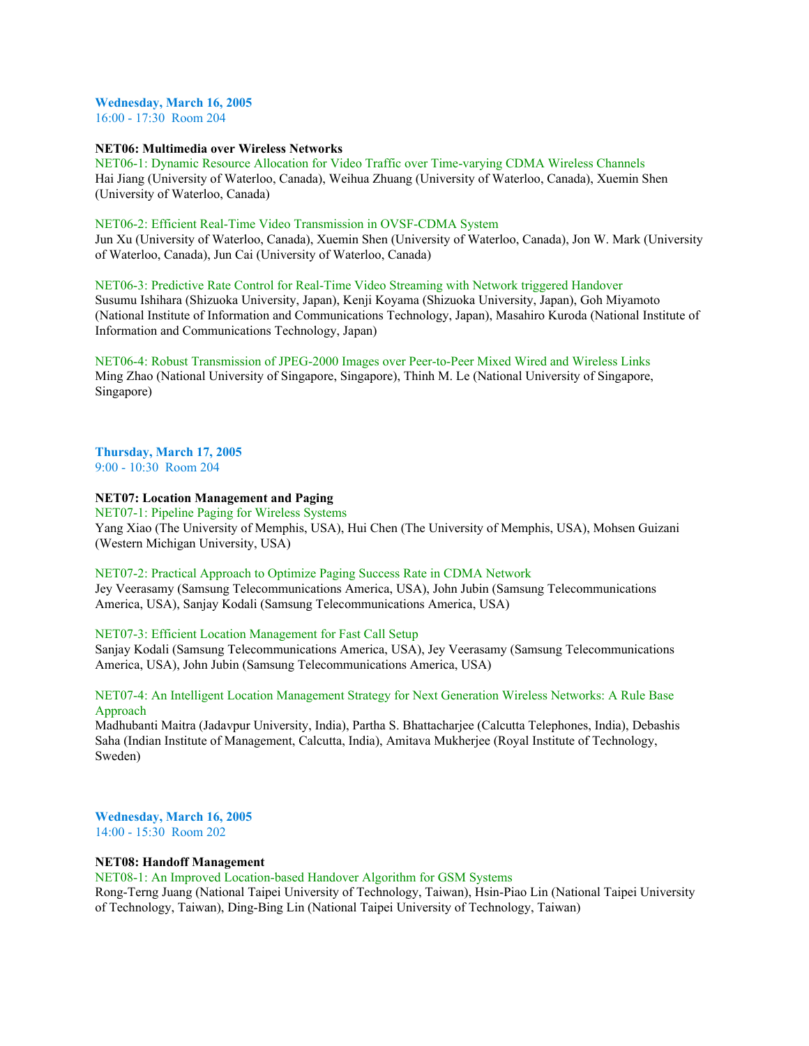**Wednesday, March 16, 2005**
16:00 - 17:30 Room 204

**NET06: Multimedia over Wireless Networks**

NET06-1: Dynamic Resource Allocation for Video Traffic over Time-varying CDMA Wireless Channels
Hai Jiang (University of Waterloo, Canada), Weihua Zhuang (University of Waterloo, Canada), Xuemin Shen (University of Waterloo, Canada)

NET06-2: Efficient Real-Time Video Transmission in OVSF-CDMA System
Jun Xu (University of Waterloo, Canada), Xuemin Shen (University of Waterloo, Canada), Jon W. Mark (University of Waterloo, Canada), Jun Cai (University of Waterloo, Canada)

NET06-3: Predictive Rate Control for Real-Time Video Streaming with Network triggered Handover
Susumu Ishihara (Shizuoka University, Japan), Kenji Koyama (Shizuoka University, Japan), Goh Miyamoto (National Institute of Information and Communications Technology, Japan), Masahiro Kuroda (National Institute of Information and Communications Technology, Japan)

NET06-4: Robust Transmission of JPEG-2000 Images over Peer-to-Peer Mixed Wired and Wireless Links
Ming Zhao (National University of Singapore, Singapore), Thinh M. Le (National University of Singapore, Singapore)

**Thursday, March 17, 2005**
9:00 - 10:30 Room 204

**NET07: Location Management and Paging**

NET07-1: Pipeline Paging for Wireless Systems
Yang Xiao (The University of Memphis, USA), Hui Chen (The University of Memphis, USA), Mohsen Guizani (Western Michigan University, USA)

NET07-2: Practical Approach to Optimize Paging Success Rate in CDMA Network
Jey Veerasamy (Samsung Telecommunications America, USA), John Jubin (Samsung Telecommunications America, USA), Sanjay Kodali (Samsung Telecommunications America, USA)

NET07-3: Efficient Location Management for Fast Call Setup
Sanjay Kodali (Samsung Telecommunications America, USA), Jey Veerasamy (Samsung Telecommunications America, USA), John Jubin (Samsung Telecommunications America, USA)

NET07-4: An Intelligent Location Management Strategy for Next Generation Wireless Networks: A Rule Base Approach
Madhubanti Maitra (Jadavpur University, India), Partha S. Bhattacharjee (Calcutta Telephones, India), Debashis Saha (Indian Institute of Management, Calcutta, India), Amitava Mukherjee (Royal Institute of Technology, Sweden)

**Wednesday, March 16, 2005**
14:00 - 15:30 Room 202

**NET08: Handoff Management**

NET08-1: An Improved Location-based Handover Algorithm for GSM Systems
Rong-Terng Juang (National Taipei University of Technology, Taiwan), Hsin-Piao Lin (National Taipei University of Technology, Taiwan), Ding-Bing Lin (National Taipei University of Technology, Taiwan)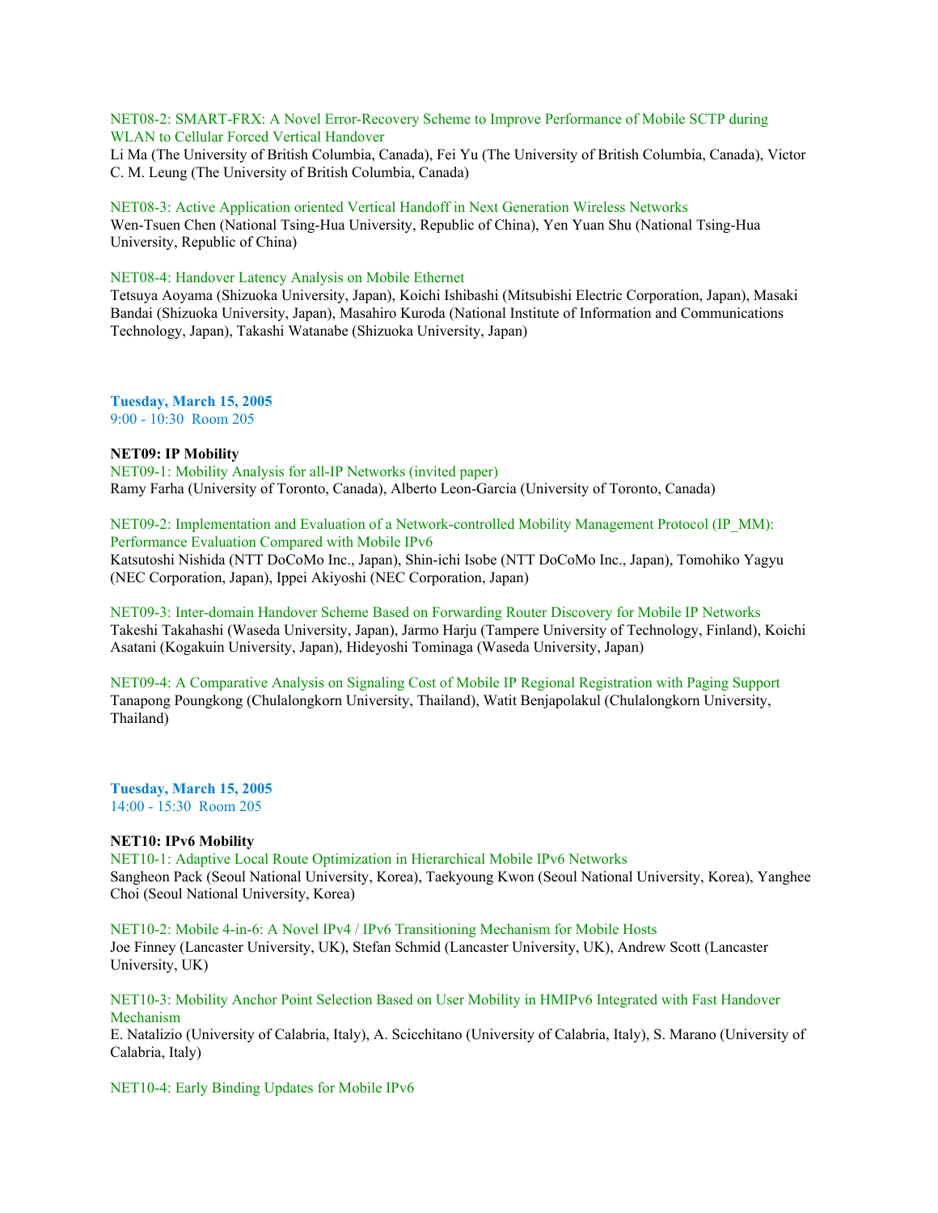NET08-2: SMART-FRX: A Novel Error-Recovery Scheme to Improve Performance of Mobile SCTP during WLAN to Cellular Forced Vertical Handover
Li Ma (The University of British Columbia, Canada), Fei Yu (The University of British Columbia, Canada), Victor C. M. Leung (The University of British Columbia, Canada)

NET08-3: Active Application oriented Vertical Handoff in Next Generation Wireless Networks
Wen-Tsuen Chen (National Tsing-Hua University, Republic of China), Yen Yuan Shu (National Tsing-Hua University, Republic of China)

NET08-4: Handover Latency Analysis on Mobile Ethernet
Tetsuya Aoyama (Shizuoka University, Japan), Koichi Ishibashi (Mitsubishi Electric Corporation, Japan), Masaki Bandai (Shizuoka University, Japan), Masahiro Kuroda (National Institute of Information and Communications Technology, Japan), Takashi Watanabe (Shizuoka University, Japan)

**Tuesday, March 15, 2005**
9:00 - 10:30 Room 205

**NET09: IP Mobility**
NET09-1: Mobility Analysis for all-IP Networks (invited paper)
Ramy Farha (University of Toronto, Canada), Alberto Leon-Garcia (University of Toronto, Canada)

NET09-2: Implementation and Evaluation of a Network-controlled Mobility Management Protocol (IP_MM): Performance Evaluation Compared with Mobile IPv6
Katsutoshi Nishida (NTT DoCoMo Inc., Japan), Shin-ichi Isobe (NTT DoCoMo Inc., Japan), Tomohiko Yagyu (NEC Corporation, Japan), Ippei Akiyoshi (NEC Corporation, Japan)

NET09-3: Inter-domain Handover Scheme Based on Forwarding Router Discovery for Mobile IP Networks
Takeshi Takahashi (Waseda University, Japan), Jarmo Harju (Tampere University of Technology, Finland), Koichi Asatani (Kogakuin University, Japan), Hideyoshi Tominaga (Waseda University, Japan)

NET09-4: A Comparative Analysis on Signaling Cost of Mobile IP Regional Registration with Paging Support
Tanapong Poungkong (Chulalongkorn University, Thailand), Watit Benjapolakul (Chulalongkorn University, Thailand)

**Tuesday, March 15, 2005**
14:00 - 15:30 Room 205

**NET10: IPv6 Mobility**
NET10-1: Adaptive Local Route Optimization in Hierarchical Mobile IPv6 Networks
Sangheon Pack (Seoul National University, Korea), Taekyoung Kwon (Seoul National University, Korea), Yanghee Choi (Seoul National University, Korea)

NET10-2: Mobile 4-in-6: A Novel IPv4 / IPv6 Transitioning Mechanism for Mobile Hosts
Joe Finney (Lancaster University, UK), Stefan Schmid (Lancaster University, UK), Andrew Scott (Lancaster University, UK)

NET10-3: Mobility Anchor Point Selection Based on User Mobility in HMIPv6 Integrated with Fast Handover Mechanism
E. Natalizio (University of Calabria, Italy), A. Scicchitano (University of Calabria, Italy), S. Marano (University of Calabria, Italy)

NET10-4: Early Binding Updates for Mobile IPv6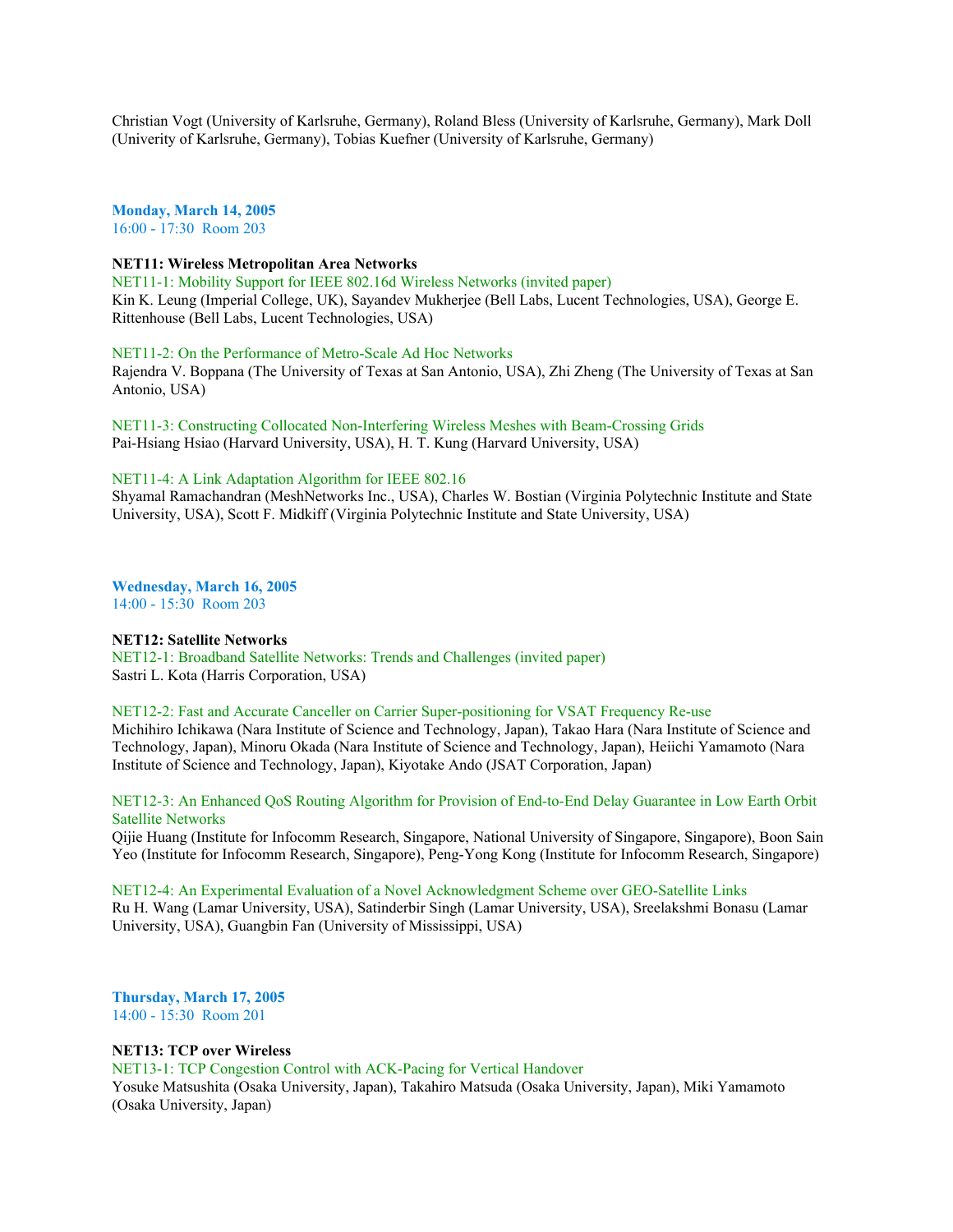Christian Vogt (University of Karlsruhe, Germany), Roland Bless (University of Karlsruhe, Germany), Mark Doll (Univerity of Karlsruhe, Germany), Tobias Kuefner (University of Karlsruhe, Germany)

**Monday, March 14, 2005**
16:00 - 17:30 Room 203

**NET11: Wireless Metropolitan Area Networks**

NET11-1: Mobility Support for IEEE 802.16d Wireless Networks (invited paper)
Kin K. Leung (Imperial College, UK), Sayandev Mukherjee (Bell Labs, Lucent Technologies, USA), George E. Rittenhouse (Bell Labs, Lucent Technologies, USA)

NET11-2: On the Performance of Metro-Scale Ad Hoc Networks
Rajendra V. Boppana (The University of Texas at San Antonio, USA), Zhi Zheng (The University of Texas at San Antonio, USA)

NET11-3: Constructing Collocated Non-Interfering Wireless Meshes with Beam-Crossing Grids
Pai-Hsiang Hsiao (Harvard University, USA), H. T. Kung (Harvard University, USA)

NET11-4: A Link Adaptation Algorithm for IEEE 802.16
Shyamal Ramachandran (MeshNetworks Inc., USA), Charles W. Bostian (Virginia Polytechnic Institute and State University, USA), Scott F. Midkiff (Virginia Polytechnic Institute and State University, USA)

**Wednesday, March 16, 2005**
14:00 - 15:30 Room 203

**NET12: Satellite Networks**

NET12-1: Broadband Satellite Networks: Trends and Challenges (invited paper)
Sastri L. Kota (Harris Corporation, USA)

NET12-2: Fast and Accurate Canceller on Carrier Super-positioning for VSAT Frequency Re-use
Michihiro Ichikawa (Nara Institute of Science and Technology, Japan), Takao Hara (Nara Institute of Science and Technology, Japan), Minoru Okada (Nara Institute of Science and Technology, Japan), Heiichi Yamamoto (Nara Institute of Science and Technology, Japan), Kiyotake Ando (JSAT Corporation, Japan)

NET12-3: An Enhanced QoS Routing Algorithm for Provision of End-to-End Delay Guarantee in Low Earth Orbit Satellite Networks
Qijie Huang (Institute for Infocomm Research, Singapore, National University of Singapore, Singapore), Boon Sain Yeo (Institute for Infocomm Research, Singapore), Peng-Yong Kong (Institute for Infocomm Research, Singapore)

NET12-4: An Experimental Evaluation of a Novel Acknowledgment Scheme over GEO-Satellite Links
Ru H. Wang (Lamar University, USA), Satinderbir Singh (Lamar University, USA), Sreelakshmi Bonasu (Lamar University, USA), Guangbin Fan (University of Mississippi, USA)

**Thursday, March 17, 2005**
14:00 - 15:30 Room 201

**NET13: TCP over Wireless**

NET13-1: TCP Congestion Control with ACK-Pacing for Vertical Handover
Yosuke Matsushita (Osaka University, Japan), Takahiro Matsuda (Osaka University, Japan), Miki Yamamoto (Osaka University, Japan)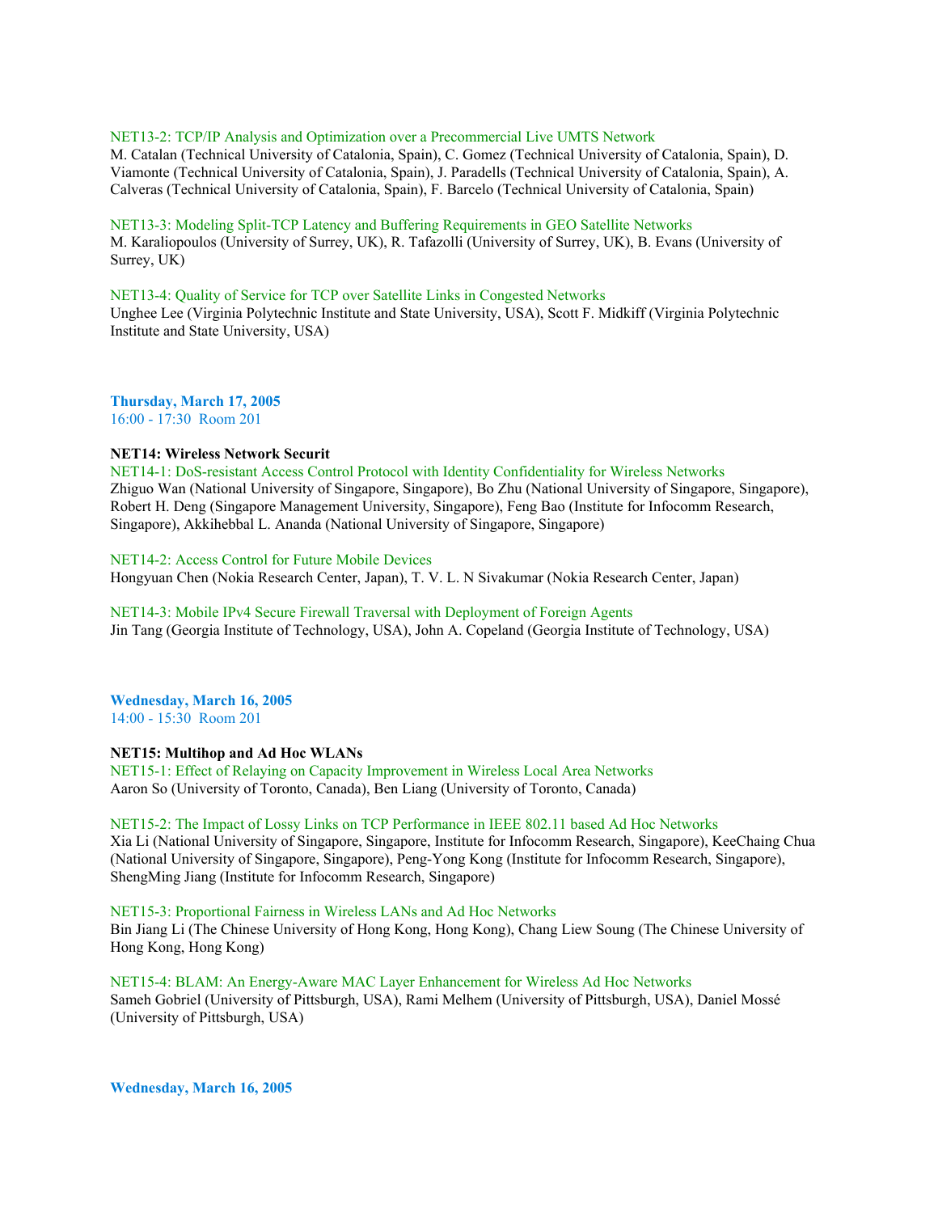NET13-2: TCP/IP Analysis and Optimization over a Precommercial Live UMTS Network
M. Catalan (Technical University of Catalonia, Spain), C. Gomez (Technical University of Catalonia, Spain), D. Viamonte (Technical University of Catalonia, Spain), J. Paradells (Technical University of Catalonia, Spain), A. Calveras (Technical University of Catalonia, Spain), F. Barcelo (Technical University of Catalonia, Spain)

NET13-3: Modeling Split-TCP Latency and Buffering Requirements in GEO Satellite Networks
M. Karaliopoulos (University of Surrey, UK), R. Tafazolli (University of Surrey, UK), B. Evans (University of Surrey, UK)

NET13-4: Quality of Service for TCP over Satellite Links in Congested Networks
Unghee Lee (Virginia Polytechnic Institute and State University, USA), Scott F. Midkiff (Virginia Polytechnic Institute and State University, USA)

**Thursday, March 17, 2005**
16:00 - 17:30 Room 201

**NET14: Wireless Network Securit**
NET14-1: DoS-resistant Access Control Protocol with Identity Confidentiality for Wireless Networks
Zhiguo Wan (National University of Singapore, Singapore), Bo Zhu (National University of Singapore, Singapore), Robert H. Deng (Singapore Management University, Singapore), Feng Bao (Institute for Infocomm Research, Singapore), Akkihebbal L. Ananda (National University of Singapore, Singapore)

NET14-2: Access Control for Future Mobile Devices
Hongyuan Chen (Nokia Research Center, Japan), T. V. L. N Sivakumar (Nokia Research Center, Japan)

NET14-3: Mobile IPv4 Secure Firewall Traversal with Deployment of Foreign Agents
Jin Tang (Georgia Institute of Technology, USA), John A. Copeland (Georgia Institute of Technology, USA)

**Wednesday, March 16, 2005**
14:00 - 15:30 Room 201

**NET15: Multihop and Ad Hoc WLANs**
NET15-1: Effect of Relaying on Capacity Improvement in Wireless Local Area Networks
Aaron So (University of Toronto, Canada), Ben Liang (University of Toronto, Canada)

NET15-2: The Impact of Lossy Links on TCP Performance in IEEE 802.11 based Ad Hoc Networks
Xia Li (National University of Singapore, Singapore, Institute for Infocomm Research, Singapore), KeeChaing Chua (National University of Singapore, Singapore), Peng-Yong Kong (Institute for Infocomm Research, Singapore), ShengMing Jiang (Institute for Infocomm Research, Singapore)

NET15-3: Proportional Fairness in Wireless LANs and Ad Hoc Networks
Bin Jiang Li (The Chinese University of Hong Kong, Hong Kong), Chang Liew Soung (The Chinese University of Hong Kong, Hong Kong)

NET15-4: BLAM: An Energy-Aware MAC Layer Enhancement for Wireless Ad Hoc Networks
Sameh Gobriel (University of Pittsburgh, USA), Rami Melhem (University of Pittsburgh, USA), Daniel Mossé (University of Pittsburgh, USA)

**Wednesday, March 16, 2005**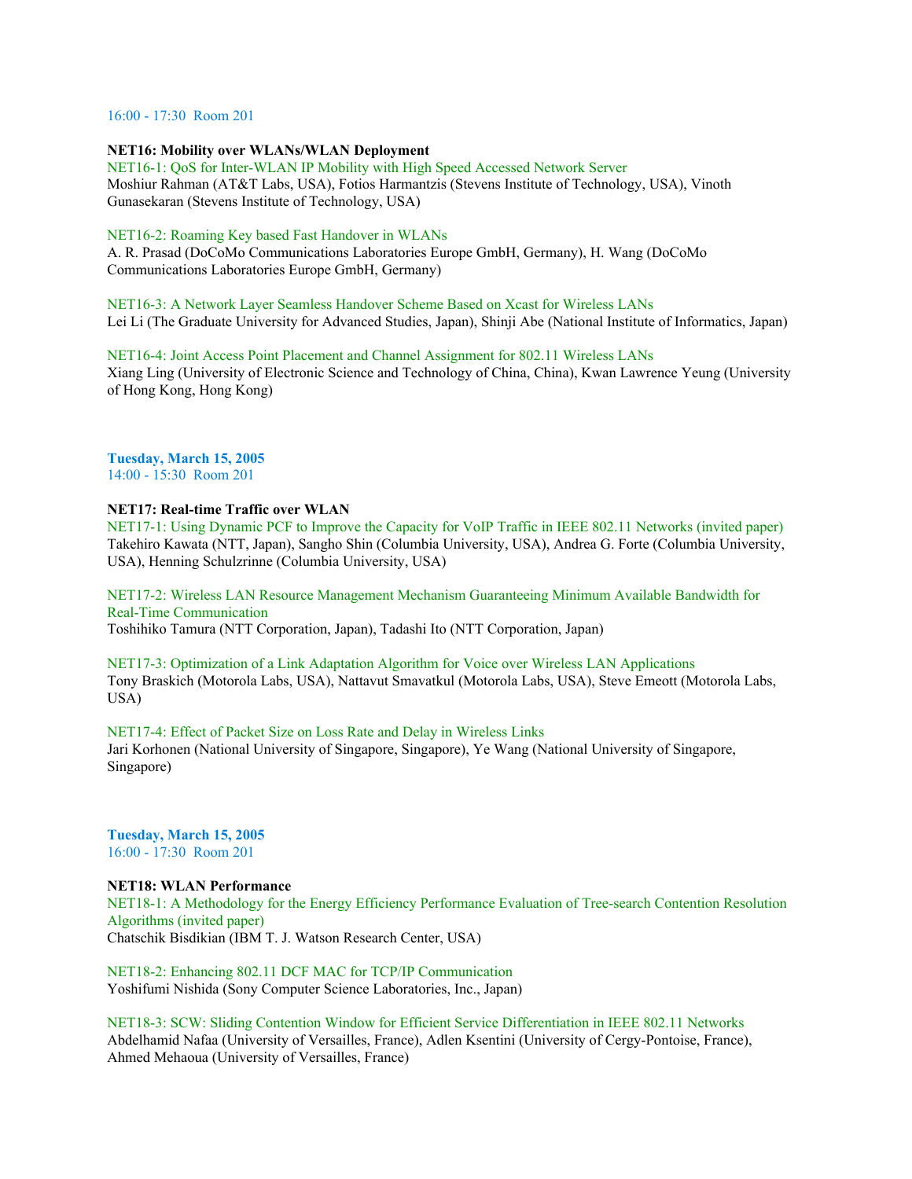16:00 - 17:30 Room 201

**NET16: Mobility over WLANs/WLAN Deployment**

NET16-1: QoS for Inter-WLAN IP Mobility with High Speed Accessed Network Server
Moshiur Rahman (AT&T Labs, USA), Fotios Harmantzis (Stevens Institute of Technology, USA), Vinoth Gunasekaran (Stevens Institute of Technology, USA)

NET16-2: Roaming Key based Fast Handover in WLANs
A. R. Prasad (DoCoMo Communications Laboratories Europe GmbH, Germany), H. Wang (DoCoMo Communications Laboratories Europe GmbH, Germany)

NET16-3: A Network Layer Seamless Handover Scheme Based on Xcast for Wireless LANs
Lei Li (The Graduate University for Advanced Studies, Japan), Shinji Abe (National Institute of Informatics, Japan)

NET16-4: Joint Access Point Placement and Channel Assignment for 802.11 Wireless LANs
Xiang Ling (University of Electronic Science and Technology of China, China), Kwan Lawrence Yeung (University of Hong Kong, Hong Kong)

**Tuesday, March 15, 2005**
14:00 - 15:30 Room 201

**NET17: Real-time Traffic over WLAN**

NET17-1: Using Dynamic PCF to Improve the Capacity for VoIP Traffic in IEEE 802.11 Networks (invited paper)
Takehiro Kawata (NTT, Japan), Sangho Shin (Columbia University, USA), Andrea G. Forte (Columbia University, USA), Henning Schulzrinne (Columbia University, USA)

NET17-2: Wireless LAN Resource Management Mechanism Guaranteeing Minimum Available Bandwidth for Real-Time Communication
Toshihiko Tamura (NTT Corporation, Japan), Tadashi Ito (NTT Corporation, Japan)

NET17-3: Optimization of a Link Adaptation Algorithm for Voice over Wireless LAN Applications
Tony Braskich (Motorola Labs, USA), Nattavut Smavatkul (Motorola Labs, USA), Steve Emeott (Motorola Labs, USA)

NET17-4: Effect of Packet Size on Loss Rate and Delay in Wireless Links
Jari Korhonen (National University of Singapore, Singapore), Ye Wang (National University of Singapore, Singapore)

**Tuesday, March 15, 2005**
16:00 - 17:30 Room 201

**NET18: WLAN Performance**

NET18-1: A Methodology for the Energy Efficiency Performance Evaluation of Tree-search Contention Resolution Algorithms (invited paper)
Chatschik Bisdikian (IBM T. J. Watson Research Center, USA)

NET18-2: Enhancing 802.11 DCF MAC for TCP/IP Communication
Yoshifumi Nishida (Sony Computer Science Laboratories, Inc., Japan)

NET18-3: SCW: Sliding Contention Window for Efficient Service Differentiation in IEEE 802.11 Networks
Abdelhamid Nafaa (University of Versailles, France), Adlen Ksentini (University of Cergy-Pontoise, France), Ahmed Mehaoua (University of Versailles, France)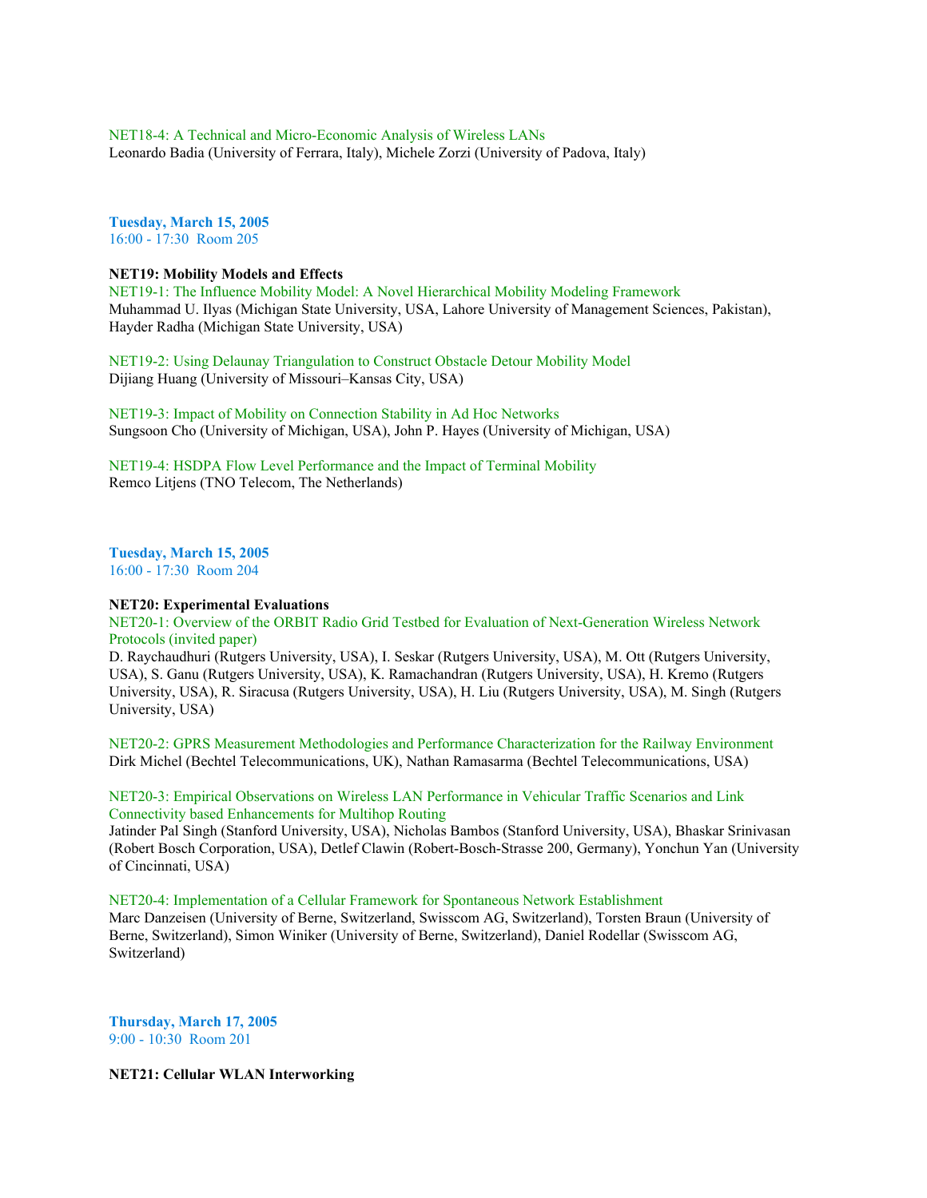NET18-4: A Technical and Micro-Economic Analysis of Wireless LANs
Leonardo Badia (University of Ferrara, Italy), Michele Zorzi (University of Padova, Italy)

**Tuesday, March 15, 2005**
16:00 - 17:30 Room 205

**NET19: Mobility Models and Effects**

NET19-1: The Influence Mobility Model: A Novel Hierarchical Mobility Modeling Framework
Muhammad U. Ilyas (Michigan State University, USA, Lahore University of Management Sciences, Pakistan), Hayder Radha (Michigan State University, USA)

NET19-2: Using Delaunay Triangulation to Construct Obstacle Detour Mobility Model
Dijiang Huang (University of Missouri–Kansas City, USA)

NET19-3: Impact of Mobility on Connection Stability in Ad Hoc Networks
Sungsoon Cho (University of Michigan, USA), John P. Hayes (University of Michigan, USA)

NET19-4: HSDPA Flow Level Performance and the Impact of Terminal Mobility
Remco Litjens (TNO Telecom, The Netherlands)

**Tuesday, March 15, 2005**
16:00 - 17:30 Room 204

**NET20: Experimental Evaluations**

NET20-1: Overview of the ORBIT Radio Grid Testbed for Evaluation of Next-Generation Wireless Network Protocols (invited paper)
D. Raychaudhuri (Rutgers University, USA), I. Seskar (Rutgers University, USA), M. Ott (Rutgers University, USA), S. Ganu (Rutgers University, USA), K. Ramachandran (Rutgers University, USA), H. Kremo (Rutgers University, USA), R. Siracusa (Rutgers University, USA), H. Liu (Rutgers University, USA), M. Singh (Rutgers University, USA)

NET20-2: GPRS Measurement Methodologies and Performance Characterization for the Railway Environment
Dirk Michel (Bechtel Telecommunications, UK), Nathan Ramasarma (Bechtel Telecommunications, USA)

NET20-3: Empirical Observations on Wireless LAN Performance in Vehicular Traffic Scenarios and Link Connectivity based Enhancements for Multihop Routing
Jatinder Pal Singh (Stanford University, USA), Nicholas Bambos (Stanford University, USA), Bhaskar Srinivasan (Robert Bosch Corporation, USA), Detlef Clawin (Robert-Bosch-Strasse 200, Germany), Yonchun Yan (University of Cincinnati, USA)

NET20-4: Implementation of a Cellular Framework for Spontaneous Network Establishment
Marc Danzeisen (University of Berne, Switzerland, Swisscom AG, Switzerland), Torsten Braun (University of Berne, Switzerland), Simon Winiker (University of Berne, Switzerland), Daniel Rodellar (Swisscom AG, Switzerland)

**Thursday, March 17, 2005**
9:00 - 10:30 Room 201

**NET21: Cellular WLAN Interworking**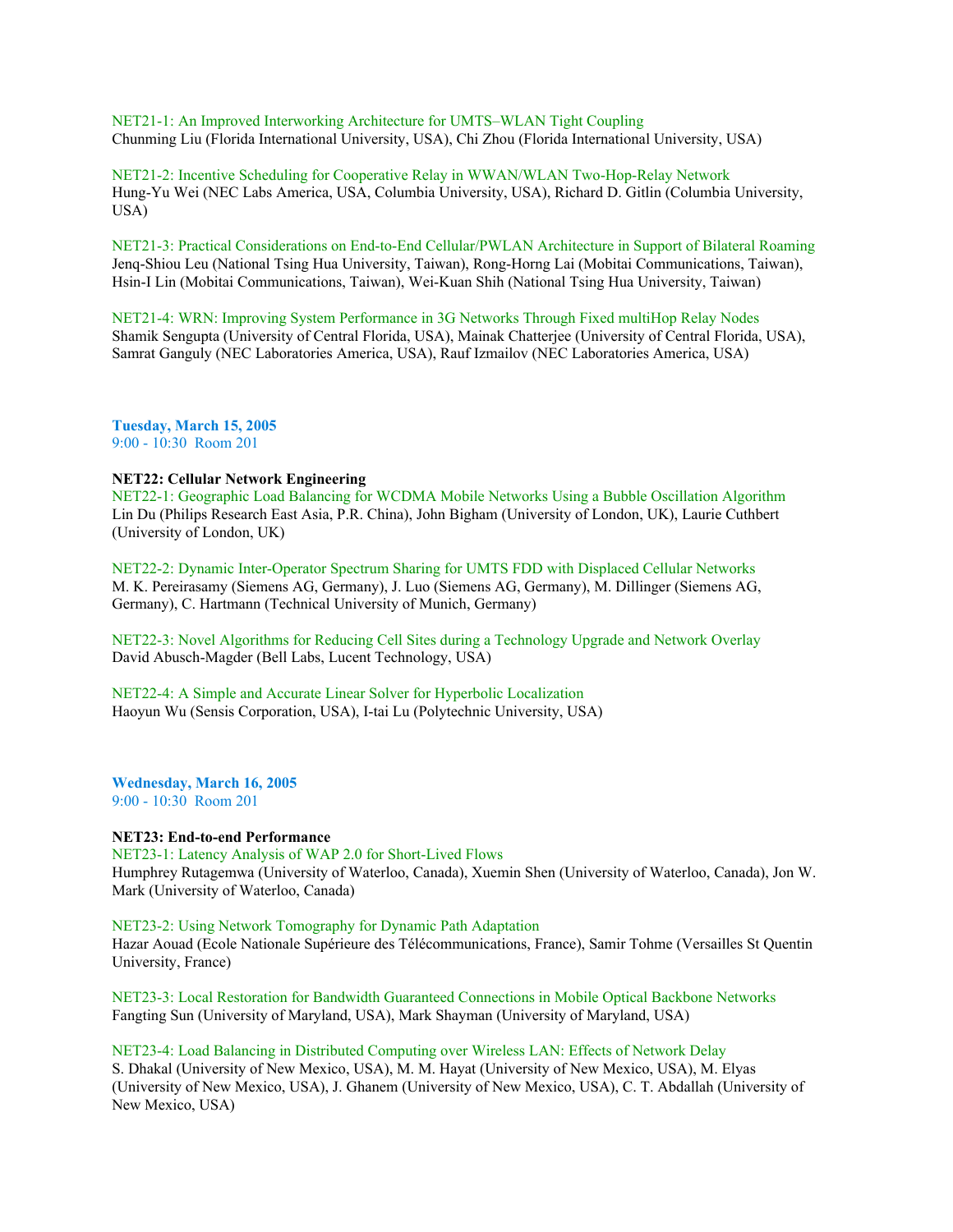NET21-1: An Improved Interworking Architecture for UMTS–WLAN Tight Coupling
Chunming Liu (Florida International University, USA), Chi Zhou (Florida International University, USA)

NET21-2: Incentive Scheduling for Cooperative Relay in WWAN/WLAN Two-Hop-Relay Network
Hung-Yu Wei (NEC Labs America, USA, Columbia University, USA), Richard D. Gitlin (Columbia University, USA)

NET21-3: Practical Considerations on End-to-End Cellular/PWLAN Architecture in Support of Bilateral Roaming
Jenq-Shiou Leu (National Tsing Hua University, Taiwan), Rong-Horng Lai (Mobitai Communications, Taiwan), Hsin-I Lin (Mobitai Communications, Taiwan), Wei-Kuan Shih (National Tsing Hua University, Taiwan)

NET21-4: WRN: Improving System Performance in 3G Networks Through Fixed multiHop Relay Nodes
Shamik Sengupta (University of Central Florida, USA), Mainak Chatterjee (University of Central Florida, USA), Samrat Ganguly (NEC Laboratories America, USA), Rauf Izmailov (NEC Laboratories America, USA)

**Tuesday, March 15, 2005**
9:00 - 10:30 Room 201

**NET22: Cellular Network Engineering**
NET22-1: Geographic Load Balancing for WCDMA Mobile Networks Using a Bubble Oscillation Algorithm
Lin Du (Philips Research East Asia, P.R. China), John Bigham (University of London, UK), Laurie Cuthbert (University of London, UK)

NET22-2: Dynamic Inter-Operator Spectrum Sharing for UMTS FDD with Displaced Cellular Networks
M. K. Pereirasamy (Siemens AG, Germany), J. Luo (Siemens AG, Germany), M. Dillinger (Siemens AG, Germany), C. Hartmann (Technical University of Munich, Germany)

NET22-3: Novel Algorithms for Reducing Cell Sites during a Technology Upgrade and Network Overlay
David Abusch-Magder (Bell Labs, Lucent Technology, USA)

NET22-4: A Simple and Accurate Linear Solver for Hyperbolic Localization
Haoyun Wu (Sensis Corporation, USA), I-tai Lu (Polytechnic University, USA)

**Wednesday, March 16, 2005**
9:00 - 10:30 Room 201

**NET23: End-to-end Performance**
NET23-1: Latency Analysis of WAP 2.0 for Short-Lived Flows
Humphrey Rutagemwa (University of Waterloo, Canada), Xuemin Shen (University of Waterloo, Canada), Jon W. Mark (University of Waterloo, Canada)

NET23-2: Using Network Tomography for Dynamic Path Adaptation
Hazar Aouad (Ecole Nationale Supérieure des Télécommunications, France), Samir Tohme (Versailles St Quentin University, France)

NET23-3: Local Restoration for Bandwidth Guaranteed Connections in Mobile Optical Backbone Networks
Fangting Sun (University of Maryland, USA), Mark Shayman (University of Maryland, USA)

NET23-4: Load Balancing in Distributed Computing over Wireless LAN: Effects of Network Delay
S. Dhakal (University of New Mexico, USA), M. M. Hayat (University of New Mexico, USA), M. Elyas (University of New Mexico, USA), J. Ghanem (University of New Mexico, USA), C. T. Abdallah (University of New Mexico, USA)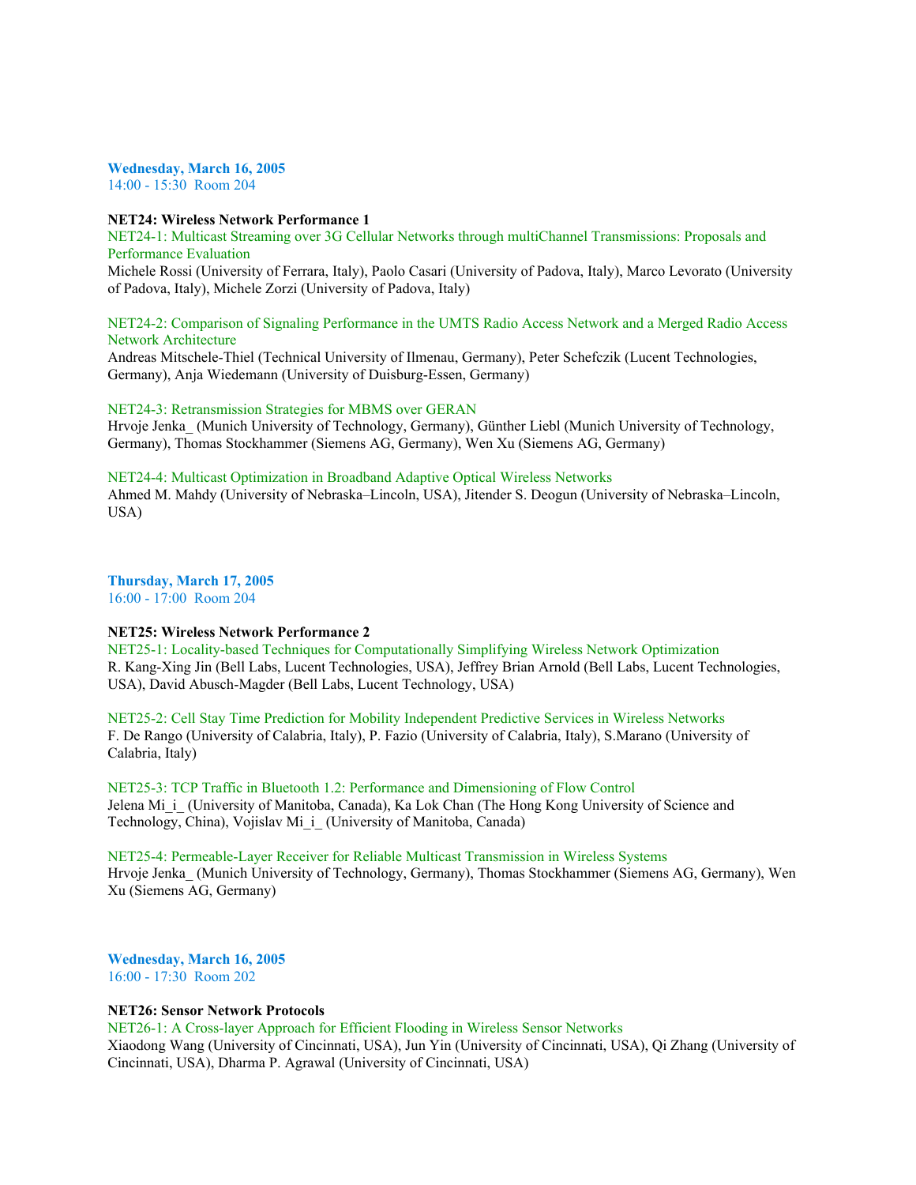**Wednesday, March 16, 2005**
14:00 - 15:30 Room 204

**NET24: Wireless Network Performance 1**

NET24-1: Multicast Streaming over 3G Cellular Networks through multiChannel Transmissions: Proposals and Performance Evaluation
Michele Rossi (University of Ferrara, Italy), Paolo Casari (University of Padova, Italy), Marco Levorato (University of Padova, Italy), Michele Zorzi (University of Padova, Italy)

NET24-2: Comparison of Signaling Performance in the UMTS Radio Access Network and a Merged Radio Access Network Architecture
Andreas Mitschele-Thiel (Technical University of Ilmenau, Germany), Peter Schefczik (Lucent Technologies, Germany), Anja Wiedemann (University of Duisburg-Essen, Germany)

NET24-3: Retransmission Strategies for MBMS over GERAN
Hrvoje Jenka_ (Munich University of Technology, Germany), Günther Liebl (Munich University of Technology, Germany), Thomas Stockhammer (Siemens AG, Germany), Wen Xu (Siemens AG, Germany)

NET24-4: Multicast Optimization in Broadband Adaptive Optical Wireless Networks
Ahmed M. Mahdy (University of Nebraska–Lincoln, USA), Jitender S. Deogun (University of Nebraska–Lincoln, USA)

**Thursday, March 17, 2005**
16:00 - 17:00 Room 204

**NET25: Wireless Network Performance 2**

NET25-1: Locality-based Techniques for Computationally Simplifying Wireless Network Optimization
R. Kang-Xing Jin (Bell Labs, Lucent Technologies, USA), Jeffrey Brian Arnold (Bell Labs, Lucent Technologies, USA), David Abusch-Magder (Bell Labs, Lucent Technology, USA)

NET25-2: Cell Stay Time Prediction for Mobility Independent Predictive Services in Wireless Networks
F. De Rango (University of Calabria, Italy), P. Fazio (University of Calabria, Italy), S.Marano (University of Calabria, Italy)

NET25-3: TCP Traffic in Bluetooth 1.2: Performance and Dimensioning of Flow Control
Jelena Mi_i_ (University of Manitoba, Canada), Ka Lok Chan (The Hong Kong University of Science and Technology, China), Vojislav Mi_i_ (University of Manitoba, Canada)

NET25-4: Permeable-Layer Receiver for Reliable Multicast Transmission in Wireless Systems
Hrvoje Jenka_ (Munich University of Technology, Germany), Thomas Stockhammer (Siemens AG, Germany), Wen Xu (Siemens AG, Germany)

**Wednesday, March 16, 2005**
16:00 - 17:30 Room 202

**NET26: Sensor Network Protocols**

NET26-1: A Cross-layer Approach for Efficient Flooding in Wireless Sensor Networks
Xiaodong Wang (University of Cincinnati, USA), Jun Yin (University of Cincinnati, USA), Qi Zhang (University of Cincinnati, USA), Dharma P. Agrawal (University of Cincinnati, USA)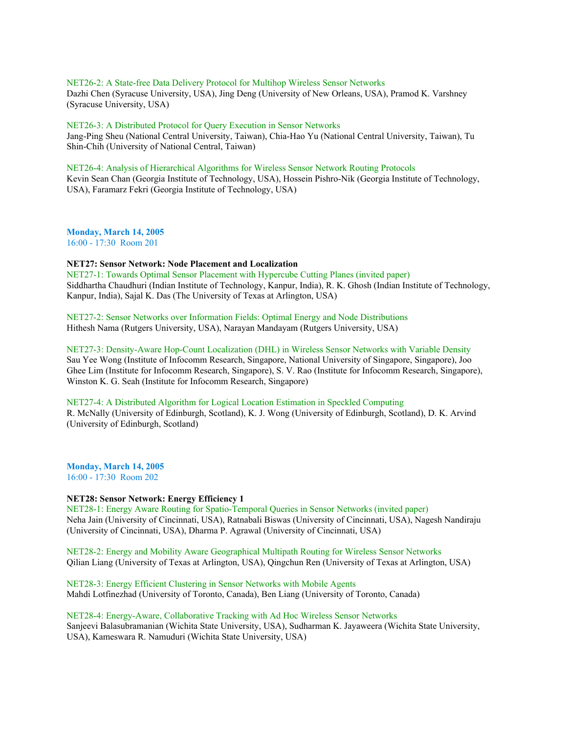NET26-2: A State-free Data Delivery Protocol for Multihop Wireless Sensor Networks
Dazhi Chen (Syracuse University, USA), Jing Deng (University of New Orleans, USA), Pramod K. Varshney (Syracuse University, USA)

NET26-3: A Distributed Protocol for Query Execution in Sensor Networks
Jang-Ping Sheu (National Central University, Taiwan), Chia-Hao Yu (National Central University, Taiwan), Tu Shin-Chih (University of National Central, Taiwan)

NET26-4: Analysis of Hierarchical Algorithms for Wireless Sensor Network Routing Protocols
Kevin Sean Chan (Georgia Institute of Technology, USA), Hossein Pishro-Nik (Georgia Institute of Technology, USA), Faramarz Fekri (Georgia Institute of Technology, USA)

**Monday, March 14, 2005**
16:00 - 17:30 Room 201

**NET27: Sensor Network: Node Placement and Localization**

NET27-1: Towards Optimal Sensor Placement with Hypercube Cutting Planes (invited paper)
Siddhartha Chaudhuri (Indian Institute of Technology, Kanpur, India), R. K. Ghosh (Indian Institute of Technology, Kanpur, India), Sajal K. Das (The University of Texas at Arlington, USA)

NET27-2: Sensor Networks over Information Fields: Optimal Energy and Node Distributions
Hithesh Nama (Rutgers University, USA), Narayan Mandayam (Rutgers University, USA)

NET27-3: Density-Aware Hop-Count Localization (DHL) in Wireless Sensor Networks with Variable Density
Sau Yee Wong (Institute of Infocomm Research, Singapore, National University of Singapore, Singapore), Joo Ghee Lim (Institute for Infocomm Research, Singapore), S. V. Rao (Institute for Infocomm Research, Singapore), Winston K. G. Seah (Institute for Infocomm Research, Singapore)

NET27-4: A Distributed Algorithm for Logical Location Estimation in Speckled Computing
R. McNally (University of Edinburgh, Scotland), K. J. Wong (University of Edinburgh, Scotland), D. K. Arvind (University of Edinburgh, Scotland)

**Monday, March 14, 2005**
16:00 - 17:30 Room 202

**NET28: Sensor Network: Energy Efficiency 1**

NET28-1: Energy Aware Routing for Spatio-Temporal Queries in Sensor Networks (invited paper)
Neha Jain (University of Cincinnati, USA), Ratnabali Biswas (University of Cincinnati, USA), Nagesh Nandiraju (University of Cincinnati, USA), Dharma P. Agrawal (University of Cincinnati, USA)

NET28-2: Energy and Mobility Aware Geographical Multipath Routing for Wireless Sensor Networks
Qilian Liang (University of Texas at Arlington, USA), Qingchun Ren (University of Texas at Arlington, USA)

NET28-3: Energy Efficient Clustering in Sensor Networks with Mobile Agents
Mahdi Lotfinezhad (University of Toronto, Canada), Ben Liang (University of Toronto, Canada)

NET28-4: Energy-Aware, Collaborative Tracking with Ad Hoc Wireless Sensor Networks
Sanjeevi Balasubramanian (Wichita State University, USA), Sudharman K. Jayaweera (Wichita State University, USA), Kameswara R. Namuduri (Wichita State University, USA)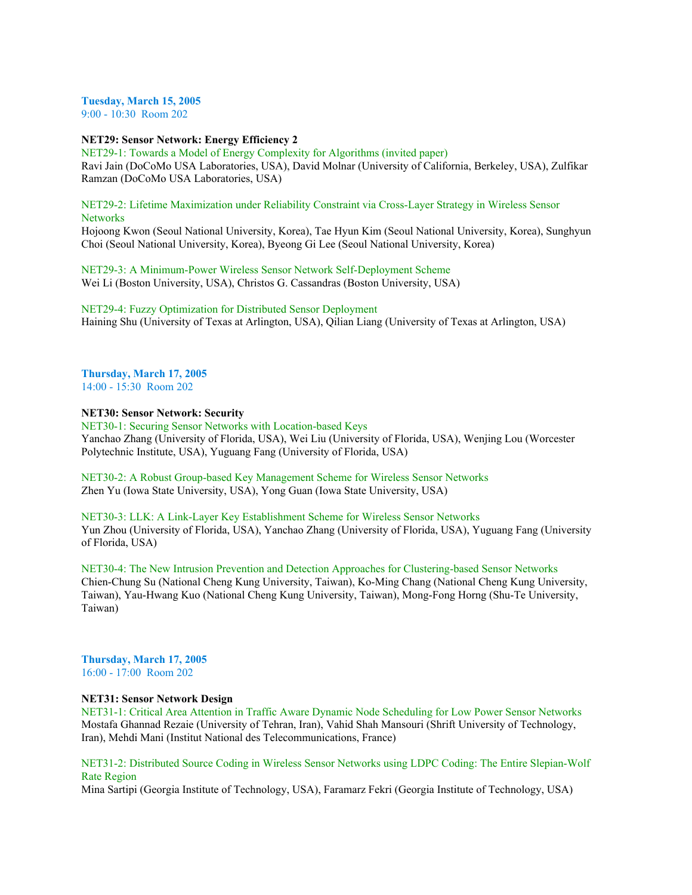**Tuesday, March 15, 2005**
9:00 - 10:30 Room 202

**NET29: Sensor Network: Energy Efficiency 2**

NET29-1: Towards a Model of Energy Complexity for Algorithms (invited paper)
Ravi Jain (DoCoMo USA Laboratories, USA), David Molnar (University of California, Berkeley, USA), Zulfikar Ramzan (DoCoMo USA Laboratories, USA)

NET29-2: Lifetime Maximization under Reliability Constraint via Cross-Layer Strategy in Wireless Sensor Networks
Hojoong Kwon (Seoul National University, Korea), Tae Hyun Kim (Seoul National University, Korea), Sunghyun Choi (Seoul National University, Korea), Byeong Gi Lee (Seoul National University, Korea)

NET29-3: A Minimum-Power Wireless Sensor Network Self-Deployment Scheme
Wei Li (Boston University, USA), Christos G. Cassandras (Boston University, USA)

NET29-4: Fuzzy Optimization for Distributed Sensor Deployment
Haining Shu (University of Texas at Arlington, USA), Qilian Liang (University of Texas at Arlington, USA)

**Thursday, March 17, 2005**
14:00 - 15:30 Room 202

**NET30: Sensor Network: Security**

NET30-1: Securing Sensor Networks with Location-based Keys
Yanchao Zhang (University of Florida, USA), Wei Liu (University of Florida, USA), Wenjing Lou (Worcester Polytechnic Institute, USA), Yuguang Fang (University of Florida, USA)

NET30-2: A Robust Group-based Key Management Scheme for Wireless Sensor Networks
Zhen Yu (Iowa State University, USA), Yong Guan (Iowa State University, USA)

NET30-3: LLK: A Link-Layer Key Establishment Scheme for Wireless Sensor Networks
Yun Zhou (University of Florida, USA), Yanchao Zhang (University of Florida, USA), Yuguang Fang (University of Florida, USA)

NET30-4: The New Intrusion Prevention and Detection Approaches for Clustering-based Sensor Networks
Chien-Chung Su (National Cheng Kung University, Taiwan), Ko-Ming Chang (National Cheng Kung University, Taiwan), Yau-Hwang Kuo (National Cheng Kung University, Taiwan), Mong-Fong Horng (Shu-Te University, Taiwan)

**Thursday, March 17, 2005**
16:00 - 17:00 Room 202

**NET31: Sensor Network Design**

NET31-1: Critical Area Attention in Traffic Aware Dynamic Node Scheduling for Low Power Sensor Networks
Mostafa Ghannad Rezaie (University of Tehran, Iran), Vahid Shah Mansouri (Shrift University of Technology, Iran), Mehdi Mani (Institut National des Telecommunications, France)

NET31-2: Distributed Source Coding in Wireless Sensor Networks using LDPC Coding: The Entire Slepian-Wolf Rate Region
Mina Sartipi (Georgia Institute of Technology, USA), Faramarz Fekri (Georgia Institute of Technology, USA)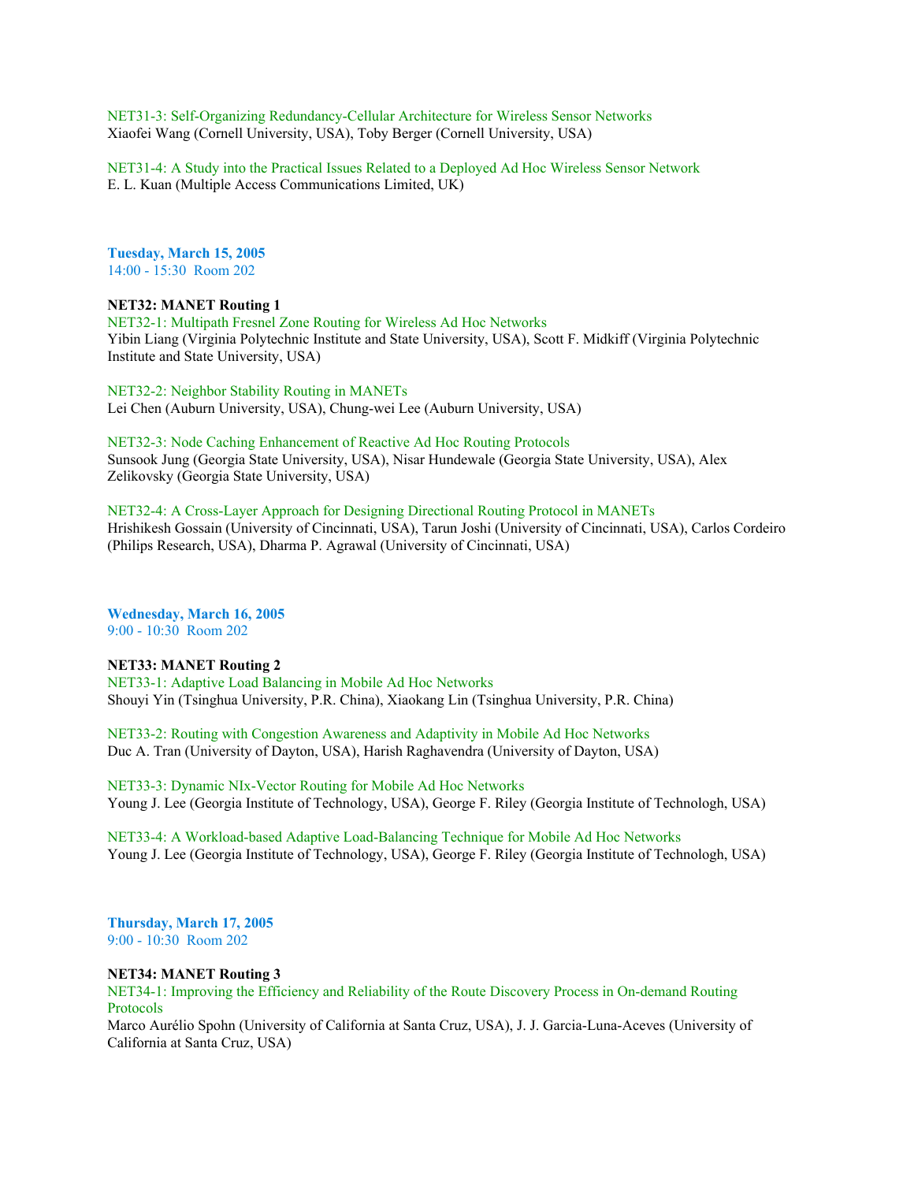NET31-3: Self-Organizing Redundancy-Cellular Architecture for Wireless Sensor Networks
Xiaofei Wang (Cornell University, USA), Toby Berger (Cornell University, USA)

NET31-4: A Study into the Practical Issues Related to a Deployed Ad Hoc Wireless Sensor Network
E. L. Kuan (Multiple Access Communications Limited, UK)

**Tuesday, March 15, 2005**
14:00 - 15:30 Room 202

**NET32: MANET Routing 1**

NET32-1: Multipath Fresnel Zone Routing for Wireless Ad Hoc Networks
Yibin Liang (Virginia Polytechnic Institute and State University, USA), Scott F. Midkiff (Virginia Polytechnic Institute and State University, USA)

NET32-2: Neighbor Stability Routing in MANETs
Lei Chen (Auburn University, USA), Chung-wei Lee (Auburn University, USA)

NET32-3: Node Caching Enhancement of Reactive Ad Hoc Routing Protocols
Sunsook Jung (Georgia State University, USA), Nisar Hundewale (Georgia State University, USA), Alex Zelikovsky (Georgia State University, USA)

NET32-4: A Cross-Layer Approach for Designing Directional Routing Protocol in MANETs
Hrishikesh Gossain (University of Cincinnati, USA), Tarun Joshi (University of Cincinnati, USA), Carlos Cordeiro (Philips Research, USA), Dharma P. Agrawal (University of Cincinnati, USA)

**Wednesday, March 16, 2005**
9:00 - 10:30 Room 202

**NET33: MANET Routing 2**

NET33-1: Adaptive Load Balancing in Mobile Ad Hoc Networks
Shouyi Yin (Tsinghua University, P.R. China), Xiaokang Lin (Tsinghua University, P.R. China)

NET33-2: Routing with Congestion Awareness and Adaptivity in Mobile Ad Hoc Networks
Duc A. Tran (University of Dayton, USA), Harish Raghavendra (University of Dayton, USA)

NET33-3: Dynamic NIx-Vector Routing for Mobile Ad Hoc Networks
Young J. Lee (Georgia Institute of Technology, USA), George F. Riley (Georgia Institute of Technologh, USA)

NET33-4: A Workload-based Adaptive Load-Balancing Technique for Mobile Ad Hoc Networks
Young J. Lee (Georgia Institute of Technology, USA), George F. Riley (Georgia Institute of Technologh, USA)

**Thursday, March 17, 2005**
9:00 - 10:30 Room 202

**NET34: MANET Routing 3**

NET34-1: Improving the Efficiency and Reliability of the Route Discovery Process in On-demand Routing Protocols
Marco Aurélio Spohn (University of California at Santa Cruz, USA), J. J. Garcia-Luna-Aceves (University of California at Santa Cruz, USA)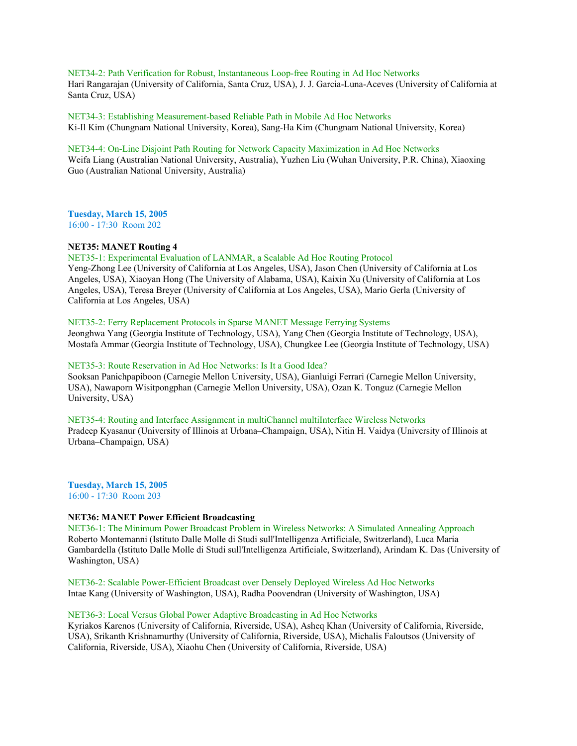NET34-2: Path Verification for Robust, Instantaneous Loop-free Routing in Ad Hoc Networks
Hari Rangarajan (University of California, Santa Cruz, USA), J. J. Garcia-Luna-Aceves (University of California at Santa Cruz, USA)

NET34-3: Establishing Measurement-based Reliable Path in Mobile Ad Hoc Networks
Ki-Il Kim (Chungnam National University, Korea), Sang-Ha Kim (Chungnam National University, Korea)

NET34-4: On-Line Disjoint Path Routing for Network Capacity Maximization in Ad Hoc Networks
Weifa Liang (Australian National University, Australia), Yuzhen Liu (Wuhan University, P.R. China), Xiaoxing Guo (Australian National University, Australia)

**Tuesday, March 15, 2005**
16:00 - 17:30 Room 202

**NET35: MANET Routing 4**

NET35-1: Experimental Evaluation of LANMAR, a Scalable Ad Hoc Routing Protocol
Yeng-Zhong Lee (University of California at Los Angeles, USA), Jason Chen (University of California at Los Angeles, USA), Xiaoyan Hong (The University of Alabama, USA), Kaixin Xu (University of California at Los Angeles, USA), Teresa Breyer (University of California at Los Angeles, USA), Mario Gerla (University of California at Los Angeles, USA)

NET35-2: Ferry Replacement Protocols in Sparse MANET Message Ferrying Systems
Jeonghwa Yang (Georgia Institute of Technology, USA), Yang Chen (Georgia Institute of Technology, USA), Mostafa Ammar (Georgia Institute of Technology, USA), Chungkee Lee (Georgia Institute of Technology, USA)

NET35-3: Route Reservation in Ad Hoc Networks: Is It a Good Idea?
Sooksan Panichpapiboon (Carnegie Mellon University, USA), Gianluigi Ferrari (Carnegie Mellon University, USA), Nawaporn Wisitpongphan (Carnegie Mellon University, USA), Ozan K. Tonguz (Carnegie Mellon University, USA)

NET35-4: Routing and Interface Assignment in multiChannel multiInterface Wireless Networks
Pradeep Kyasanur (University of Illinois at Urbana–Champaign, USA), Nitin H. Vaidya (University of Illinois at Urbana–Champaign, USA)

**Tuesday, March 15, 2005**
16:00 - 17:30 Room 203

**NET36: MANET Power Efficient Broadcasting**

NET36-1: The Minimum Power Broadcast Problem in Wireless Networks: A Simulated Annealing Approach
Roberto Montemanni (Istituto Dalle Molle di Studi sull'Intelligenza Artificiale, Switzerland), Luca Maria Gambardella (Istituto Dalle Molle di Studi sull'Intelligenza Artificiale, Switzerland), Arindam K. Das (University of Washington, USA)

NET36-2: Scalable Power-Efficient Broadcast over Densely Deployed Wireless Ad Hoc Networks
Intae Kang (University of Washington, USA), Radha Poovendran (University of Washington, USA)

NET36-3: Local Versus Global Power Adaptive Broadcasting in Ad Hoc Networks
Kyriakos Karenos (University of California, Riverside, USA), Asheq Khan (University of California, Riverside, USA), Srikanth Krishnamurthy (University of California, Riverside, USA), Michalis Faloutsos (University of California, Riverside, USA), Xiaohu Chen (University of California, Riverside, USA)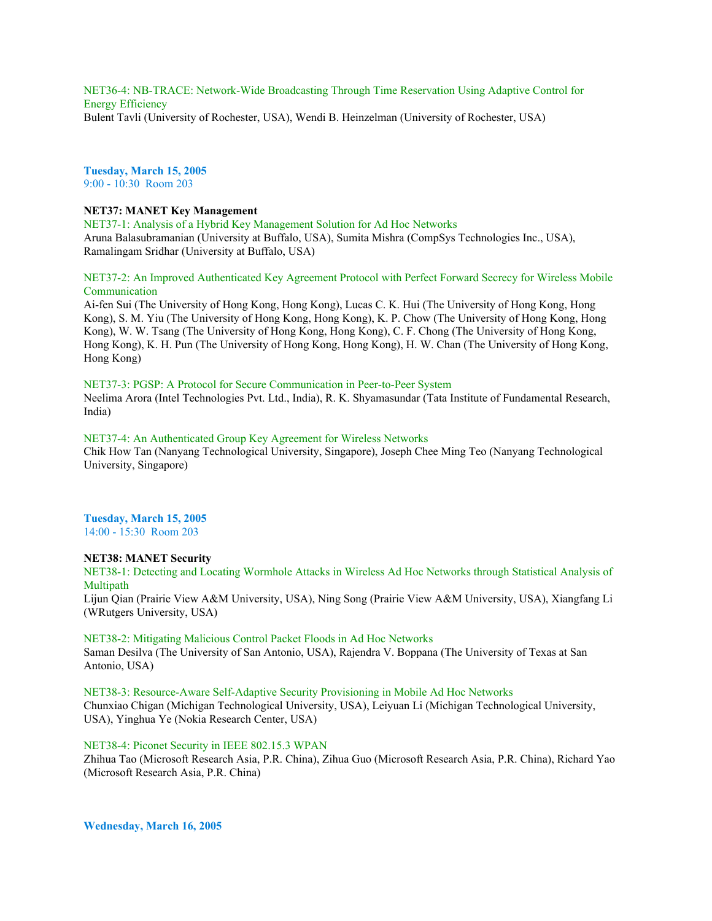NET36-4: NB-TRACE: Network-Wide Broadcasting Through Time Reservation Using Adaptive Control for Energy Efficiency
Bulent Tavli (University of Rochester, USA), Wendi B. Heinzelman (University of Rochester, USA)

**Tuesday, March 15, 2005**
9:00 - 10:30 Room 203

**NET37: MANET Key Management**

NET37-1: Analysis of a Hybrid Key Management Solution for Ad Hoc Networks
Aruna Balasubramanian (University at Buffalo, USA), Sumita Mishra (CompSys Technologies Inc., USA), Ramalingam Sridhar (University at Buffalo, USA)

NET37-2: An Improved Authenticated Key Agreement Protocol with Perfect Forward Secrecy for Wireless Mobile Communication
Ai-fen Sui (The University of Hong Kong, Hong Kong), Lucas C. K. Hui (The University of Hong Kong, Hong Kong), S. M. Yiu (The University of Hong Kong, Hong Kong), K. P. Chow (The University of Hong Kong, Hong Kong), W. W. Tsang (The University of Hong Kong, Hong Kong), C. F. Chong (The University of Hong Kong, Hong Kong), K. H. Pun (The University of Hong Kong, Hong Kong), H. W. Chan (The University of Hong Kong, Hong Kong)

NET37-3: PGSP: A Protocol for Secure Communication in Peer-to-Peer System
Neelima Arora (Intel Technologies Pvt. Ltd., India), R. K. Shyamasundar (Tata Institute of Fundamental Research, India)

NET37-4: An Authenticated Group Key Agreement for Wireless Networks
Chik How Tan (Nanyang Technological University, Singapore), Joseph Chee Ming Teo (Nanyang Technological University, Singapore)

**Tuesday, March 15, 2005**
14:00 - 15:30 Room 203

**NET38: MANET Security**

NET38-1: Detecting and Locating Wormhole Attacks in Wireless Ad Hoc Networks through Statistical Analysis of Multipath
Lijun Qian (Prairie View A&M University, USA), Ning Song (Prairie View A&M University, USA), Xiangfang Li (WRutgers University, USA)

NET38-2: Mitigating Malicious Control Packet Floods in Ad Hoc Networks
Saman Desilva (The University of San Antonio, USA), Rajendra V. Boppana (The University of Texas at San Antonio, USA)

NET38-3: Resource-Aware Self-Adaptive Security Provisioning in Mobile Ad Hoc Networks
Chunxiao Chigan (Michigan Technological University, USA), Leiyuan Li (Michigan Technological University, USA), Yinghua Ye (Nokia Research Center, USA)

NET38-4: Piconet Security in IEEE 802.15.3 WPAN
Zhihua Tao (Microsoft Research Asia, P.R. China), Zihua Guo (Microsoft Research Asia, P.R. China), Richard Yao (Microsoft Research Asia, P.R. China)

**Wednesday, March 16, 2005**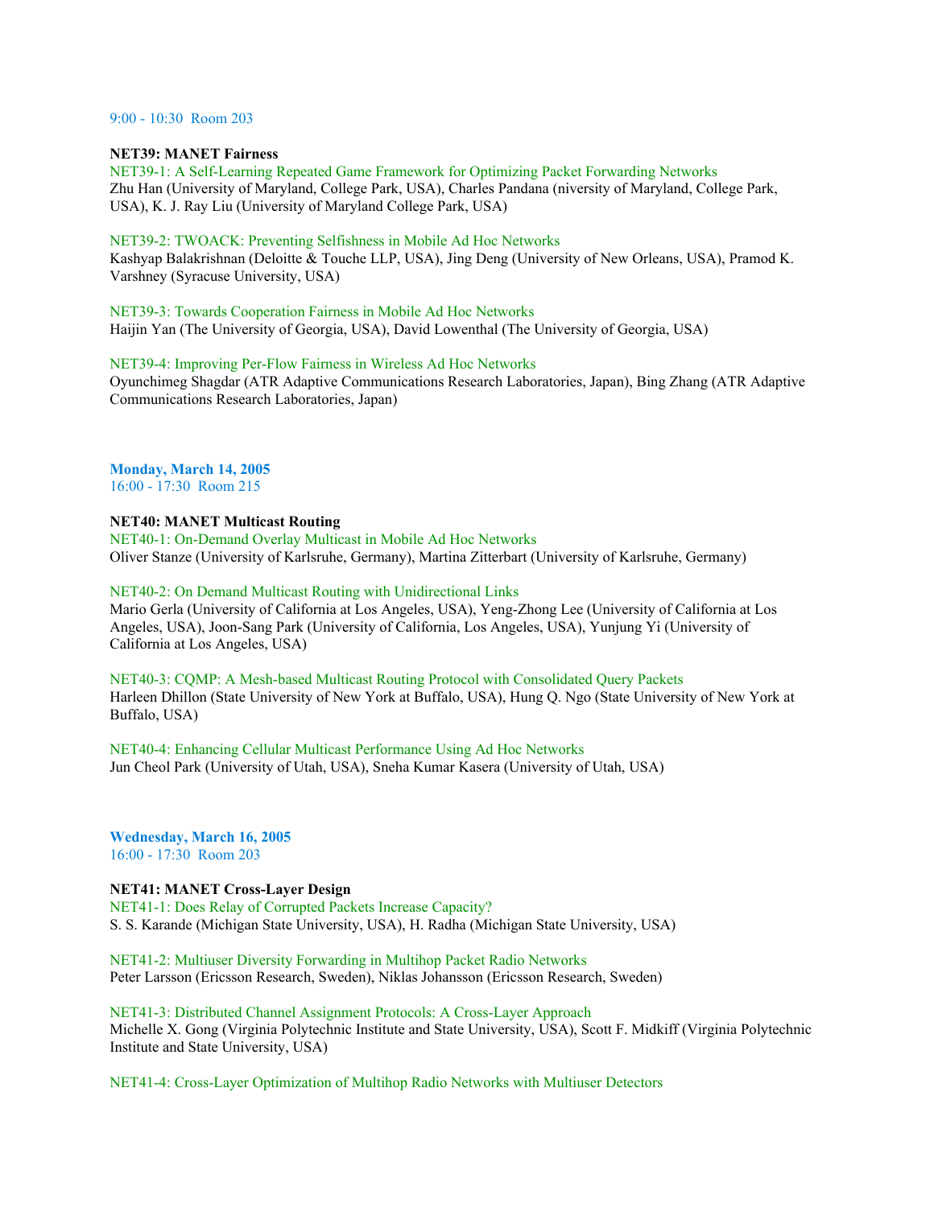9:00 - 10:30  Room 203

**NET39: MANET Fairness**

NET39-1: A Self-Learning Repeated Game Framework for Optimizing Packet Forwarding Networks
Zhu Han (University of Maryland, College Park, USA), Charles Pandana (niversity of Maryland, College Park, USA), K. J. Ray Liu (University of Maryland College Park, USA)

NET39-2: TWOACK: Preventing Selfishness in Mobile Ad Hoc Networks
Kashyap Balakrishnan (Deloitte & Touche LLP, USA), Jing Deng (University of New Orleans, USA), Pramod K. Varshney (Syracuse University, USA)

NET39-3: Towards Cooperation Fairness in Mobile Ad Hoc Networks
Haijin Yan (The University of Georgia, USA), David Lowenthal (The University of Georgia, USA)

NET39-4: Improving Per-Flow Fairness in Wireless Ad Hoc Networks
Oyunchimeg Shagdar (ATR Adaptive Communications Research Laboratories, Japan), Bing Zhang (ATR Adaptive Communications Research Laboratories, Japan)

**Monday, March 14, 2005**
16:00 - 17:30  Room 215

**NET40: MANET Multicast Routing**

NET40-1: On-Demand Overlay Multicast in Mobile Ad Hoc Networks
Oliver Stanze (University of Karlsruhe, Germany), Martina Zitterbart (University of Karlsruhe, Germany)

NET40-2: On Demand Multicast Routing with Unidirectional Links
Mario Gerla (University of California at Los Angeles, USA), Yeng-Zhong Lee (University of California at Los Angeles, USA), Joon-Sang Park (University of California, Los Angeles, USA), Yunjung Yi (University of California at Los Angeles, USA)

NET40-3: CQMP: A Mesh-based Multicast Routing Protocol with Consolidated Query Packets
Harleen Dhillon (State University of New York at Buffalo, USA), Hung Q. Ngo (State University of New York at Buffalo, USA)

NET40-4: Enhancing Cellular Multicast Performance Using Ad Hoc Networks
Jun Cheol Park (University of Utah, USA), Sneha Kumar Kasera (University of Utah, USA)

**Wednesday, March 16, 2005**
16:00 - 17:30  Room 203

**NET41: MANET Cross-Layer Design**

NET41-1: Does Relay of Corrupted Packets Increase Capacity?
S. S. Karande (Michigan State University, USA), H. Radha (Michigan State University, USA)

NET41-2: Multiuser Diversity Forwarding in Multihop Packet Radio Networks
Peter Larsson (Ericsson Research, Sweden), Niklas Johansson (Ericsson Research, Sweden)

NET41-3: Distributed Channel Assignment Protocols: A Cross-Layer Approach
Michelle X. Gong (Virginia Polytechnic Institute and State University, USA), Scott F. Midkiff (Virginia Polytechnic Institute and State University, USA)

NET41-4: Cross-Layer Optimization of Multihop Radio Networks with Multiuser Detectors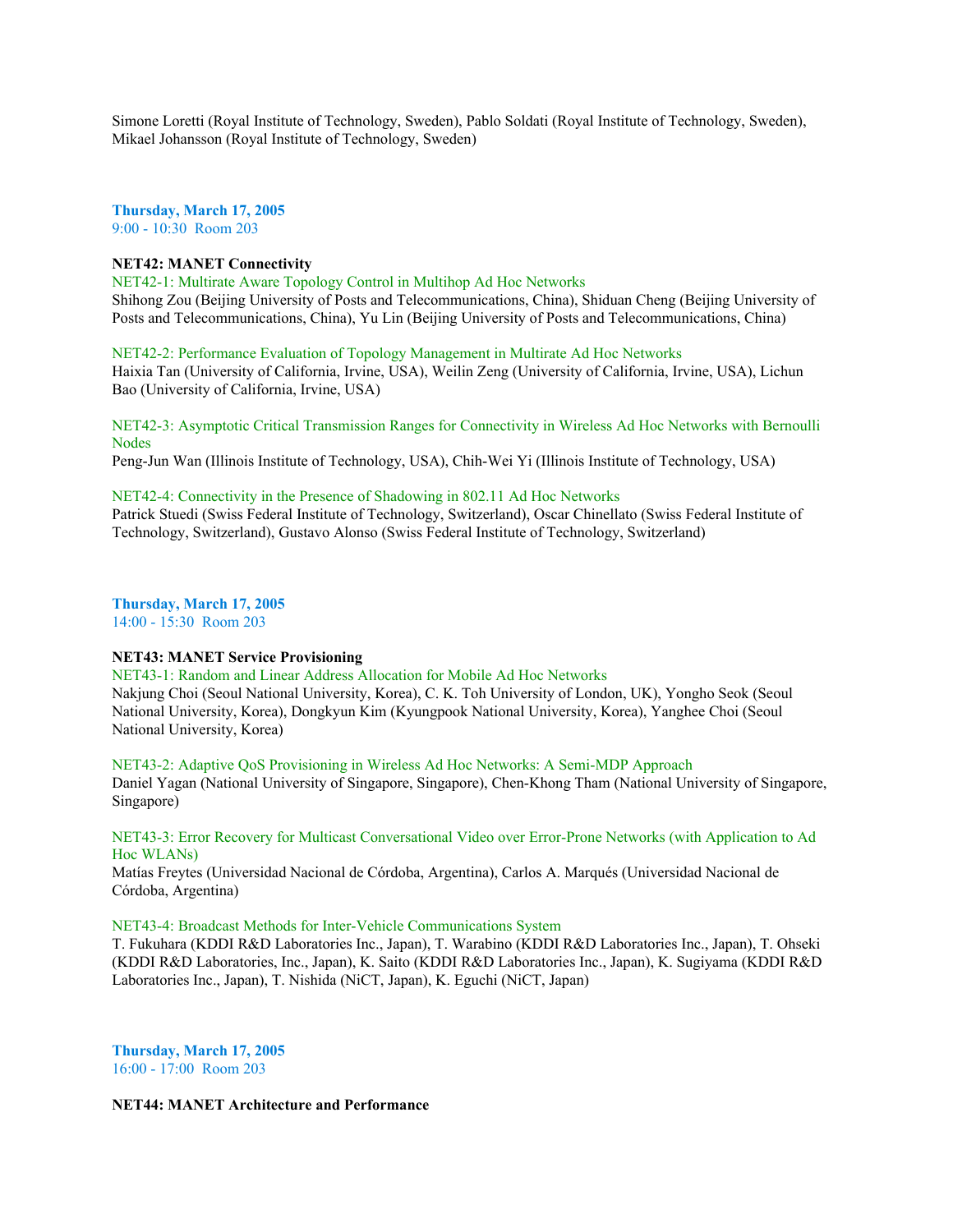Simone Loretti (Royal Institute of Technology, Sweden), Pablo Soldati (Royal Institute of Technology, Sweden), Mikael Johansson (Royal Institute of Technology, Sweden)

**Thursday, March 17, 2005**
9:00 - 10:30 Room 203

**NET42: MANET Connectivity**

NET42-1: Multirate Aware Topology Control in Multihop Ad Hoc Networks
Shihong Zou (Beijing University of Posts and Telecommunications, China), Shiduan Cheng (Beijing University of Posts and Telecommunications, China), Yu Lin (Beijing University of Posts and Telecommunications, China)

NET42-2: Performance Evaluation of Topology Management in Multirate Ad Hoc Networks
Haixia Tan (University of California, Irvine, USA), Weilin Zeng (University of California, Irvine, USA), Lichun Bao (University of California, Irvine, USA)

NET42-3: Asymptotic Critical Transmission Ranges for Connectivity in Wireless Ad Hoc Networks with Bernoulli Nodes
Peng-Jun Wan (Illinois Institute of Technology, USA), Chih-Wei Yi (Illinois Institute of Technology, USA)

NET42-4: Connectivity in the Presence of Shadowing in 802.11 Ad Hoc Networks
Patrick Stuedi (Swiss Federal Institute of Technology, Switzerland), Oscar Chinellato (Swiss Federal Institute of Technology, Switzerland), Gustavo Alonso (Swiss Federal Institute of Technology, Switzerland)

**Thursday, March 17, 2005**
14:00 - 15:30 Room 203

**NET43: MANET Service Provisioning**

NET43-1: Random and Linear Address Allocation for Mobile Ad Hoc Networks
Nakjung Choi (Seoul National University, Korea), C. K. Toh University of London, UK), Yongho Seok (Seoul National University, Korea), Dongkyun Kim (Kyungpook National University, Korea), Yanghee Choi (Seoul National University, Korea)

NET43-2: Adaptive QoS Provisioning in Wireless Ad Hoc Networks: A Semi-MDP Approach
Daniel Yagan (National University of Singapore, Singapore), Chen-Khong Tham (National University of Singapore, Singapore)

NET43-3: Error Recovery for Multicast Conversational Video over Error-Prone Networks (with Application to Ad Hoc WLANs)
Matías Freytes (Universidad Nacional de Córdoba, Argentina), Carlos A. Marqués (Universidad Nacional de Córdoba, Argentina)

NET43-4: Broadcast Methods for Inter-Vehicle Communications System
T. Fukuhara (KDDI R&D Laboratories Inc., Japan), T. Warabino (KDDI R&D Laboratories Inc., Japan), T. Ohseki (KDDI R&D Laboratories, Inc., Japan), K. Saito (KDDI R&D Laboratories Inc., Japan), K. Sugiyama (KDDI R&D Laboratories Inc., Japan), T. Nishida (NiCT, Japan), K. Eguchi (NiCT, Japan)

**Thursday, March 17, 2005**
16:00 - 17:00 Room 203

**NET44: MANET Architecture and Performance**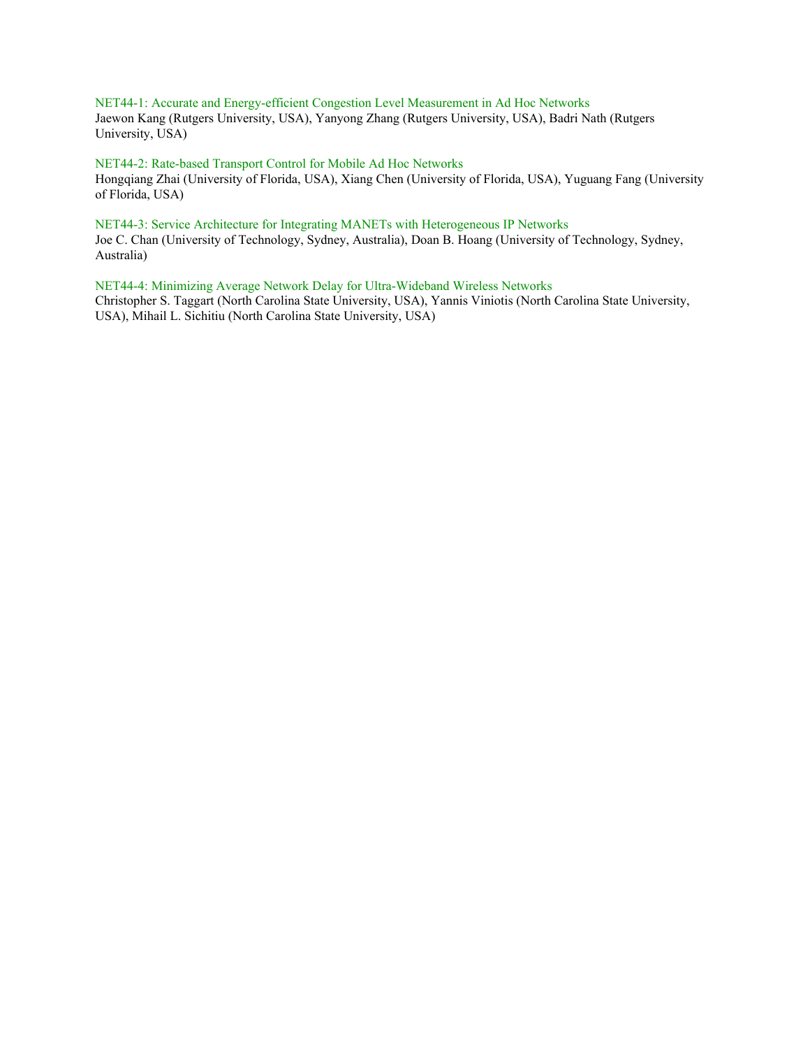NET44-1: Accurate and Energy-efficient Congestion Level Measurement in Ad Hoc Networks
Jaewon Kang (Rutgers University, USA), Yanyong Zhang (Rutgers University, USA), Badri Nath (Rutgers University, USA)

NET44-2: Rate-based Transport Control for Mobile Ad Hoc Networks
Hongqiang Zhai (University of Florida, USA), Xiang Chen (University of Florida, USA), Yuguang Fang (University of Florida, USA)

NET44-3: Service Architecture for Integrating MANETs with Heterogeneous IP Networks
Joe C. Chan (University of Technology, Sydney, Australia), Doan B. Hoang (University of Technology, Sydney, Australia)

NET44-4: Minimizing Average Network Delay for Ultra-Wideband Wireless Networks
Christopher S. Taggart (North Carolina State University, USA), Yannis Viniotis (North Carolina State University, USA), Mihail L. Sichitiu (North Carolina State University, USA)